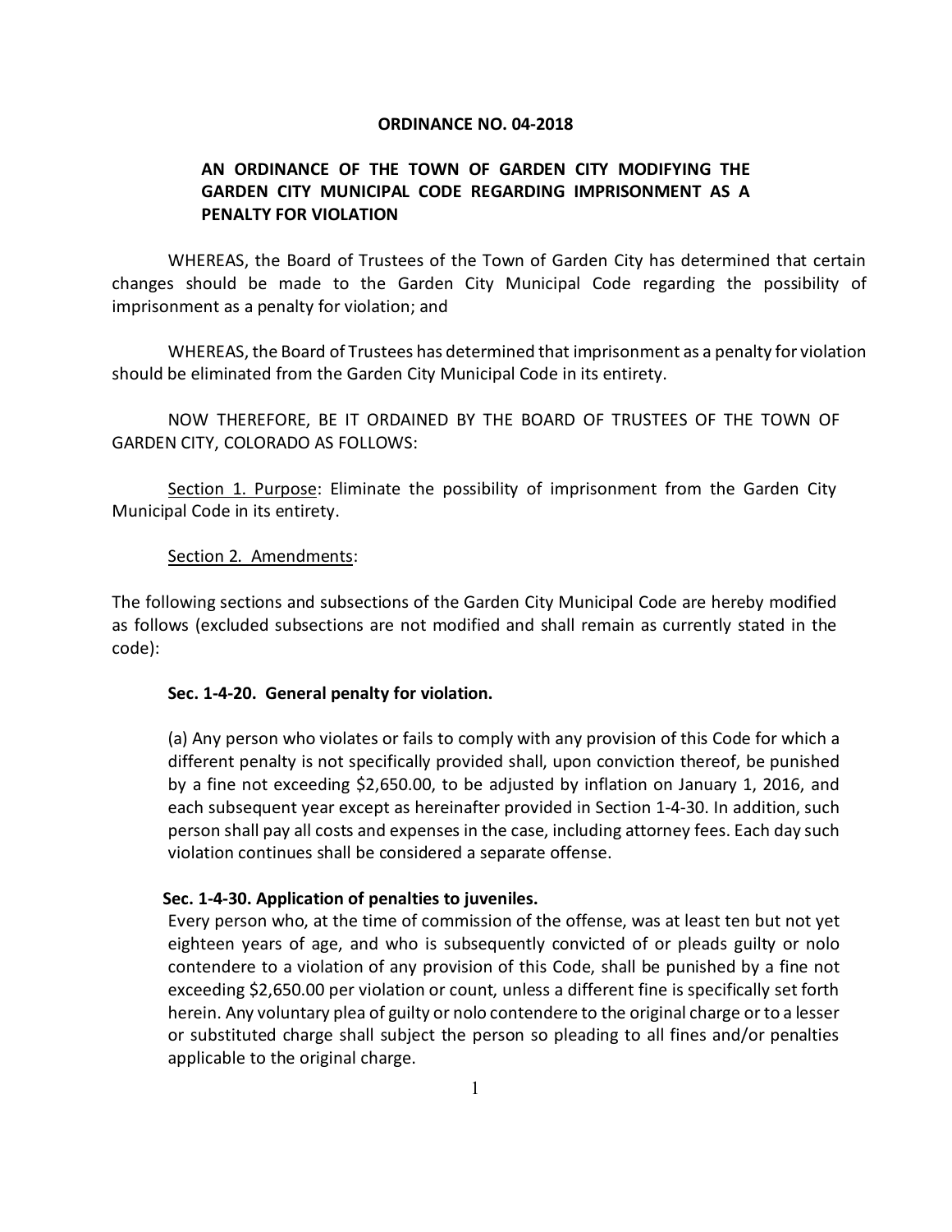# ORDINANCE NO. 04-2018

## AN ORDINANCE OF THE TOWN OF GARDEN CITY MODIFYING THE GARDEN CITY MUNICIPAL CODE REGARDING IMPRISONMENT AS A PENALTY FOR VIOLATION

WHEREAS, the Board of Trustees of the Town of Garden City has determined that certain changes should be made to the Garden City Municipal Code regarding the possibility of imprisonment as a penalty for violation; and

WHEREAS, the Board of Trustees has determined that imprisonment as a penalty for violation should be eliminated from the Garden City Municipal Code in its entirety.

NOW THEREFORE, BE IT ORDAINED BY THE BOARD OF TRUSTEES OF THE TOWN OF GARDEN CITY, COLORADO AS FOLLOWS:

Section 1. Purpose: Eliminate the possibility of imprisonment from the Garden City Municipal Code in its entirety.

Section 2. Amendments:

The following sections and subsections of the Garden City Municipal Code are hereby modified as follows (excluded subsections are not modified and shall remain as currently stated in the code):

**Sec. 1-4-20. General penalty for violation.**

(a) Any person who violates or fails to comply with any provision of this Code for which a different penalty is not specifically provided shall, upon conviction thereof, be punished by a fine not exceeding $2,650.00, to be adjusted by inflation on January 1, 2016, and each subsequent year except as hereinafter provided in Section 1-4-30. In addition, such person shall pay all costs and expenses in the case, including attorney fees. Each day such violation continues shall be considered a separate offense.

**Sec. 1-4-30. Application of penalties to juveniles.**

Every person who, at the time of commission of the offense, was at least ten but not yet eighteen years of age, and who is subsequently convicted of or pleads guilty or nolo contendere to a violation of any provision of this Code, shall be punished by a fine not exceeding $2,650.00 per violation or count, unless a different fine is specifically set forth herein. Any voluntary plea of guilty or nolo contendere to the original charge or to a lesser or substituted charge shall subject the person so pleading to all fines and/or penalties applicable to the original charge.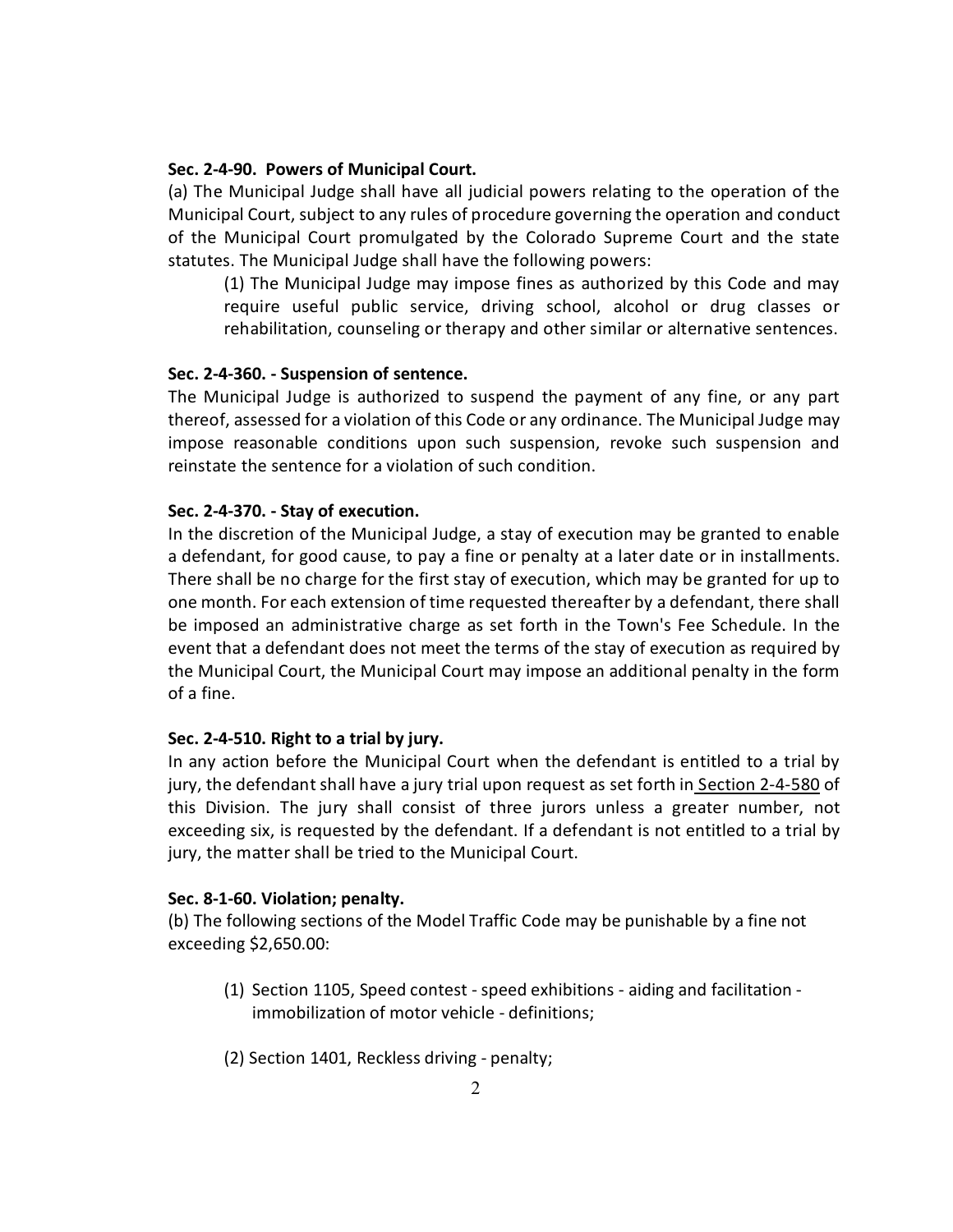**Sec. 2-4-90. Powers of Municipal Court.**

(a) The Municipal Judge shall have all judicial powers relating to the operation of the Municipal Court, subject to any rules of procedure governing the operation and conduct of the Municipal Court promulgated by the Colorado Supreme Court and the state statutes. The Municipal Judge shall have the following powers:

(1) The Municipal Judge may impose fines as authorized by this Code and may require useful public service, driving school, alcohol or drug classes or rehabilitation, counseling or therapy and other similar or alternative sentences.

**Sec. 2-4-360. - Suspension of sentence.**

The Municipal Judge is authorized to suspend the payment of any fine, or any part thereof, assessed for a violation of this Code or any ordinance. The Municipal Judge may impose reasonable conditions upon such suspension, revoke such suspension and reinstate the sentence for a violation of such condition.

**Sec. 2-4-370. - Stay of execution.**

In the discretion of the Municipal Judge, a stay of execution may be granted to enable a defendant, for good cause, to pay a fine or penalty at a later date or in installments. There shall be no charge for the first stay of execution, which may be granted for up to one month. For each extension of time requested thereafter by a defendant, there shall be imposed an administrative charge as set forth in the Town's Fee Schedule. In the event that a defendant does not meet the terms of the stay of execution as required by the Municipal Court, the Municipal Court may impose an additional penalty in the form of a fine.

**Sec. 2-4-510. Right to a trial by jury.**

In any action before the Municipal Court when the defendant is entitled to a trial by jury, the defendant shall have a jury trial upon request as set forth in Section 2-4-580 of this Division. The jury shall consist of three jurors unless a greater number, not exceeding six, is requested by the defendant. If a defendant is not entitled to a trial by jury, the matter shall be tried to the Municipal Court.

**Sec. 8-1-60. Violation; penalty.**

(b) The following sections of the Model Traffic Code may be punishable by a fine not exceeding $2,650.00:

(1) Section 1105, Speed contest - speed exhibitions - aiding and facilitation - immobilization of motor vehicle - definitions;

(2) Section 1401, Reckless driving - penalty;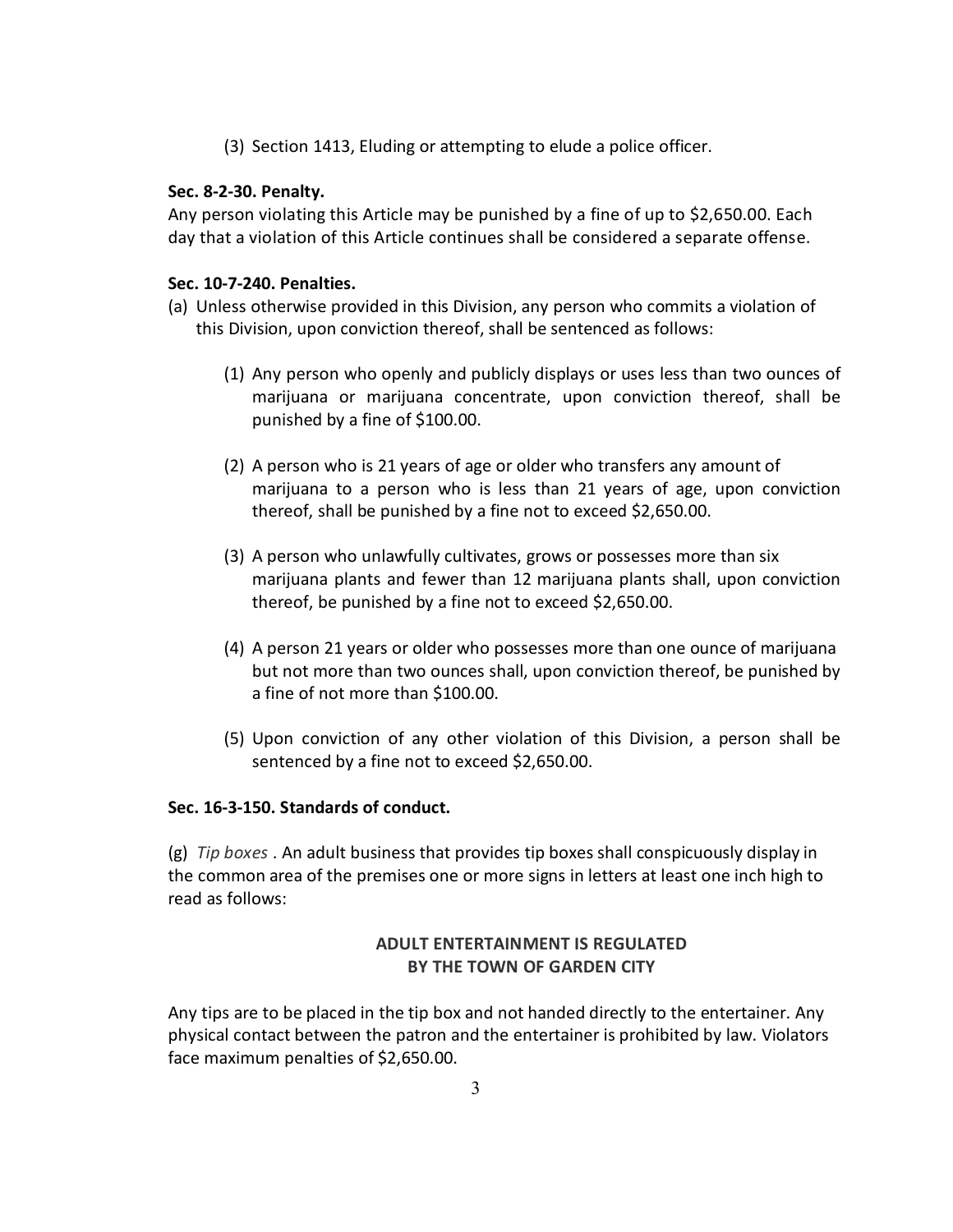(3) Section 1413, Eluding or attempting to elude a police officer.

**Sec. 8-2-30. Penalty.**

Any person violating this Article may be punished by a fine of up to $2,650.00. Each day that a violation of this Article continues shall be considered a separate offense.

**Sec. 10-7-240. Penalties.**

(a) Unless otherwise provided in this Division, any person who commits a violation of this Division, upon conviction thereof, shall be sentenced as follows:

(1) Any person who openly and publicly displays or uses less than two ounces of marijuana or marijuana concentrate, upon conviction thereof, shall be punished by a fine of $100.00.

(2) A person who is 21 years of age or older who transfers any amount of marijuana to a person who is less than 21 years of age, upon conviction thereof, shall be punished by a fine not to exceed $2,650.00.

(3) A person who unlawfully cultivates, grows or possesses more than six marijuana plants and fewer than 12 marijuana plants shall, upon conviction thereof, be punished by a fine not to exceed $2,650.00.

(4) A person 21 years or older who possesses more than one ounce of marijuana but not more than two ounces shall, upon conviction thereof, be punished by a fine of not more than $100.00.

(5) Upon conviction of any other violation of this Division, a person shall be sentenced by a fine not to exceed $2,650.00.

**Sec. 16-3-150. Standards of conduct.**

(g) *Tip boxes* . An adult business that provides tip boxes shall conspicuously display in the common area of the premises one or more signs in letters at least one inch high to read as follows:

**ADULT ENTERTAINMENT IS REGULATED BY THE TOWN OF GARDEN CITY**

Any tips are to be placed in the tip box and not handed directly to the entertainer. Any physical contact between the patron and the entertainer is prohibited by law. Violators face maximum penalties of $2,650.00.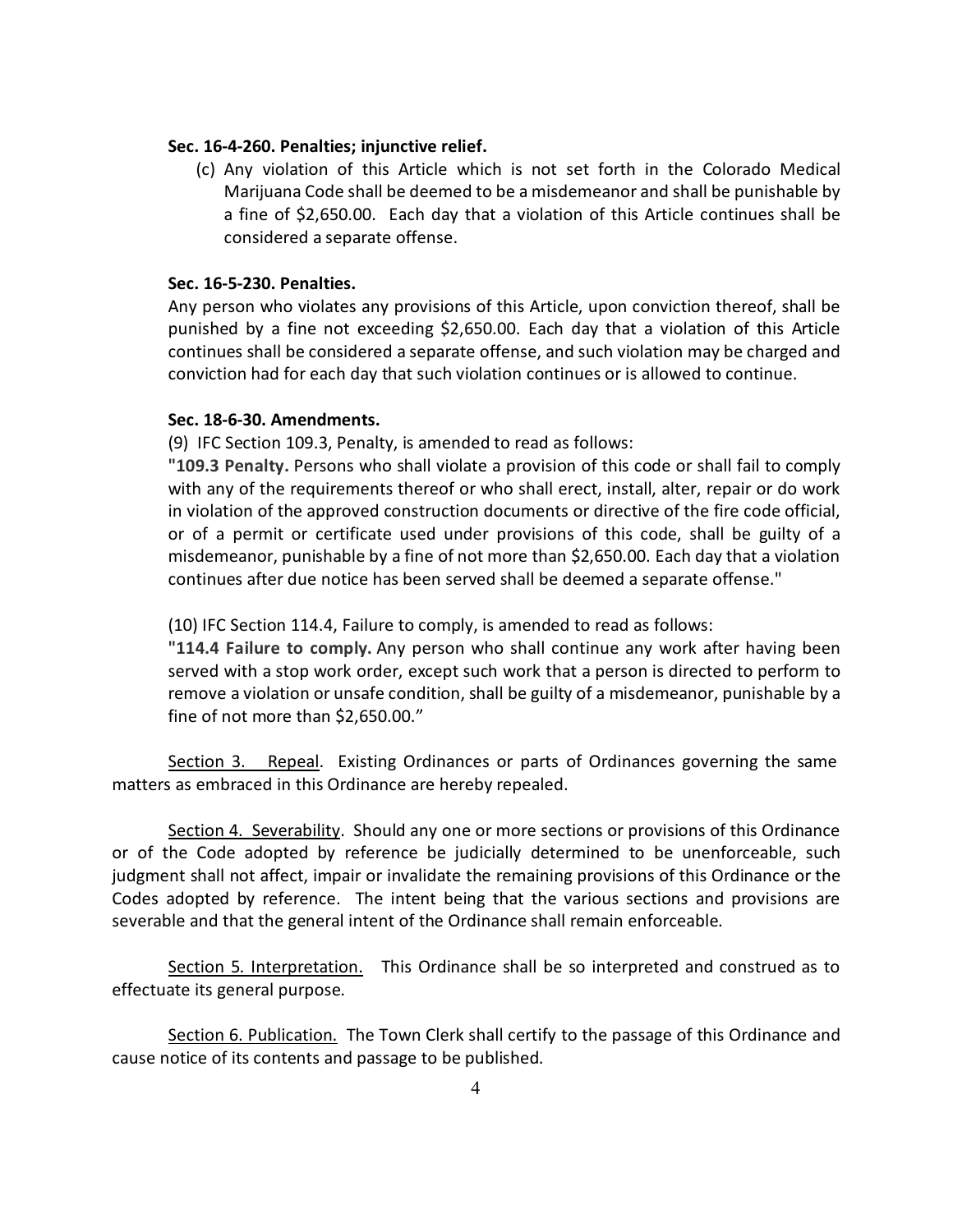**Sec. 16-4-260. Penalties; injunctive relief.**

(c) Any violation of this Article which is not set forth in the Colorado Medical Marijuana Code shall be deemed to be a misdemeanor and shall be punishable by a fine of $2,650.00. Each day that a violation of this Article continues shall be considered a separate offense.

**Sec. 16-5-230. Penalties.**

Any person who violates any provisions of this Article, upon conviction thereof, shall be punished by a fine not exceeding $2,650.00. Each day that a violation of this Article continues shall be considered a separate offense, and such violation may be charged and conviction had for each day that such violation continues or is allowed to continue.

**Sec. 18-6-30. Amendments.**

(9) IFC Section 109.3, Penalty, is amended to read as follows:

"**109.3 Penalty.** Persons who shall violate a provision of this code or shall fail to comply with any of the requirements thereof or who shall erect, install, alter, repair or do work in violation of the approved construction documents or directive of the fire code official, or of a permit or certificate used under provisions of this code, shall be guilty of a misdemeanor, punishable by a fine of not more than $2,650.00. Each day that a violation continues after due notice has been served shall be deemed a separate offense."

(10) IFC Section 114.4, Failure to comply, is amended to read as follows:

"**114.4 Failure to comply.** Any person who shall continue any work after having been served with a stop work order, except such work that a person is directed to perform to remove a violation or unsafe condition, shall be guilty of a misdemeanor, punishable by a fine of not more than $2,650.00."

Section 3. Repeal. Existing Ordinances or parts of Ordinances governing the same matters as embraced in this Ordinance are hereby repealed.

Section 4. Severability. Should any one or more sections or provisions of this Ordinance or of the Code adopted by reference be judicially determined to be unenforceable, such judgment shall not affect, impair or invalidate the remaining provisions of this Ordinance or the Codes adopted by reference. The intent being that the various sections and provisions are severable and that the general intent of the Ordinance shall remain enforceable.

Section 5. Interpretation. This Ordinance shall be so interpreted and construed as to effectuate its general purpose.

Section 6. Publication. The Town Clerk shall certify to the passage of this Ordinance and cause notice of its contents and passage to be published.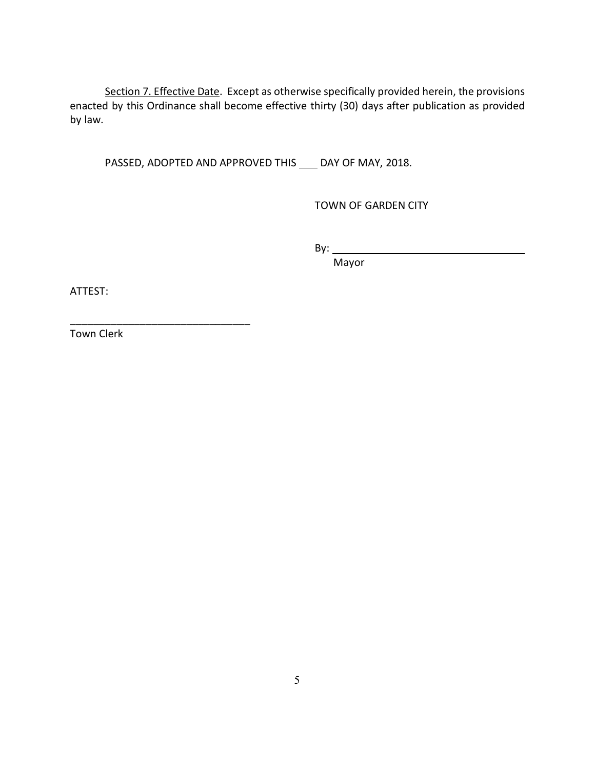<u>Section 7. Effective Date</u>. Except as otherwise specifically provided herein, the provisions enacted by this Ordinance shall become effective thirty (30) days after publication as provided by law.

PASSED, ADOPTED AND APPROVED THIS ___ DAY OF MAY, 2018.

TOWN OF GARDEN CITY

By: ________________________________
Mayor

ATTEST:

________________________________
Town Clerk